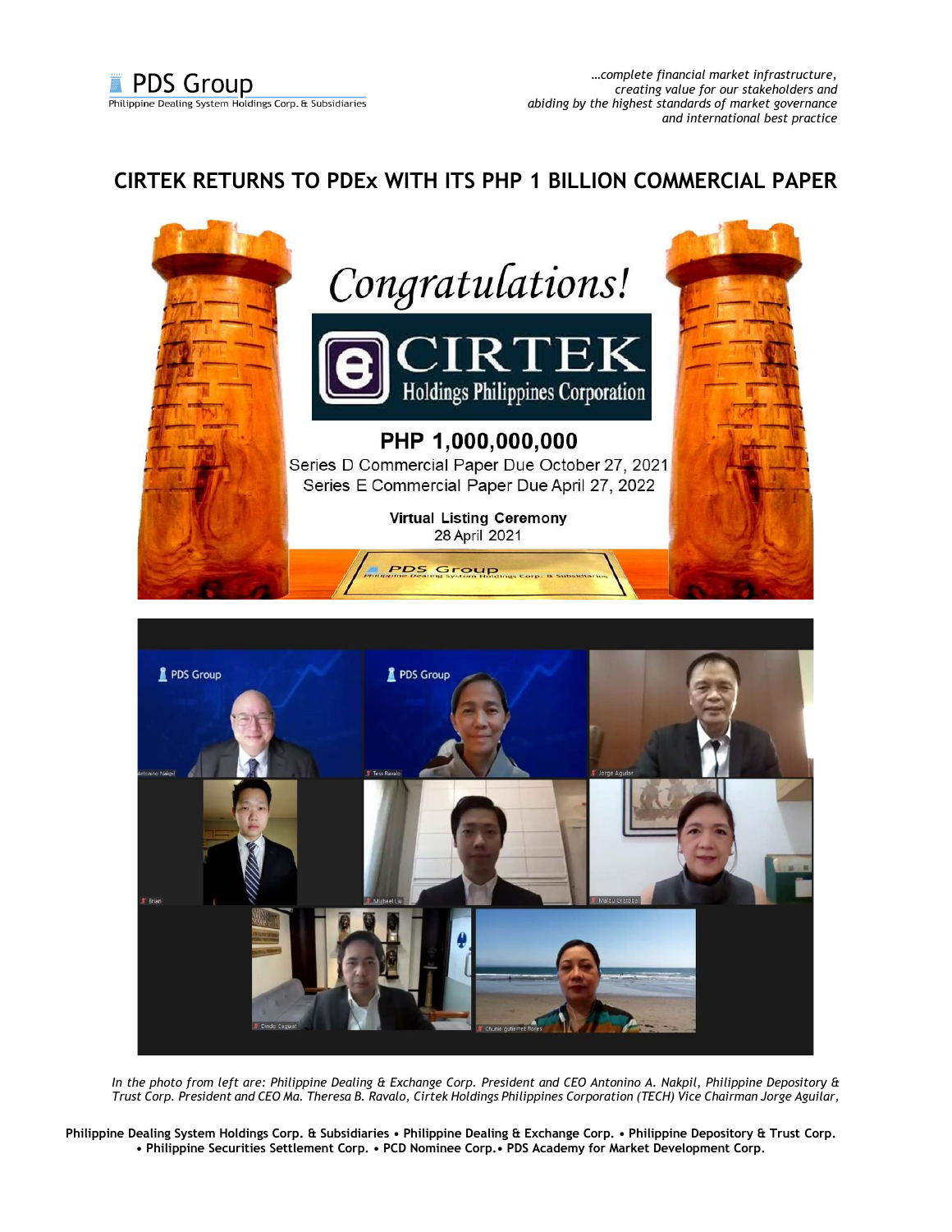# CIRTEK RETURNS TO PDEx WITH ITS PHP 1 BILLION COMMERCIAL PAPER

Congratulations!

CIRTEK Holdings Philippines Corporation

PHP 1,000,000,000

Series D Commercial Paper Due October 27, 2021

Series E Commercial Paper Due April 27, 2022

Virtual Listing Ceremony

28 April 2021

*In the photo from left are: Philippine Dealing & Exchange Corp. President and CEO Antonino A. Nakpil, Philippine Depository & Trust Corp. President and CEO Ma. Theresa B. Ravalo, Cirtek Holdings Philippines Corporation (TECH) Vice Chairman Jorge Aguilar,*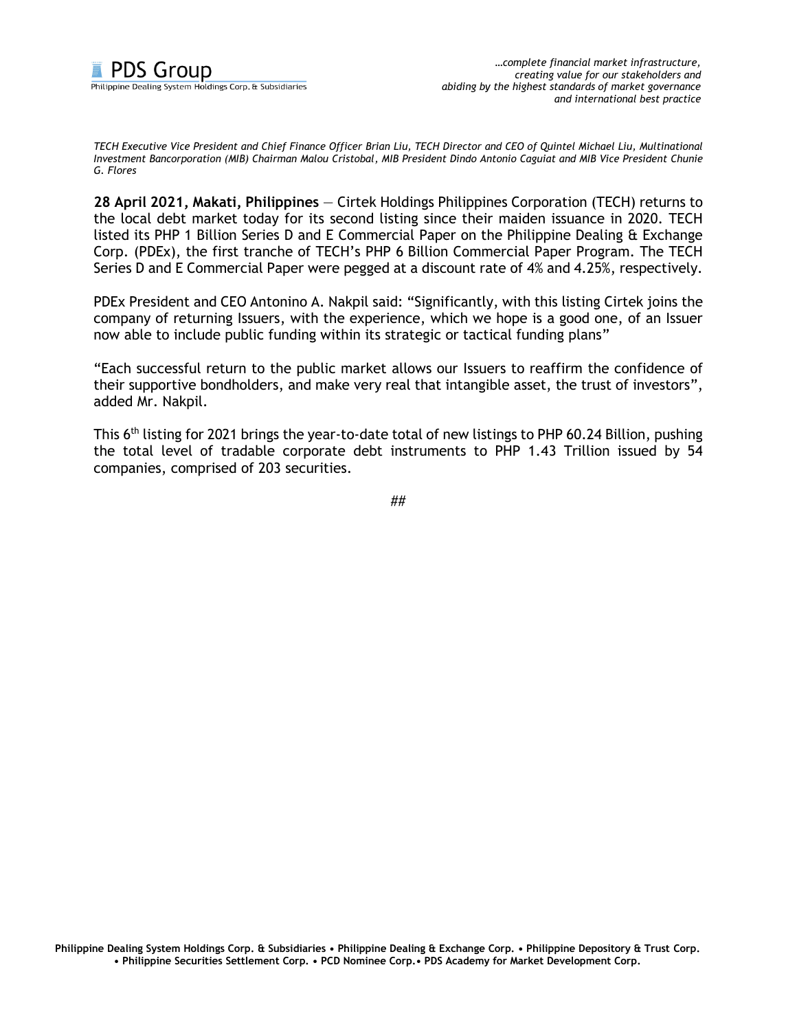*TECH Executive Vice President and Chief Finance Officer Brian Liu, TECH Director and CEO of Quintel Michael Liu, Multinational Investment Bancorporation (MIB) Chairman Malou Cristobal, MIB President Dindo Antonio Caguiat and MIB Vice President Chunie G. Flores*

**28 April 2021, Makati, Philippines** — Cirtek Holdings Philippines Corporation (TECH) returns to the local debt market today for its second listing since their maiden issuance in 2020. TECH listed its PHP 1 Billion Series D and E Commercial Paper on the Philippine Dealing & Exchange Corp. (PDEx), the first tranche of TECH's PHP 6 Billion Commercial Paper Program. The TECH Series D and E Commercial Paper were pegged at a discount rate of 4% and 4.25%, respectively.

PDEx President and CEO Antonino A. Nakpil said: "Significantly, with this listing Cirtek joins the company of returning Issuers, with the experience, which we hope is a good one, of an Issuer now able to include public funding within its strategic or tactical funding plans"

"Each successful return to the public market allows our Issuers to reaffirm the confidence of their supportive bondholders, and make very real that intangible asset, the trust of investors", added Mr. Nakpil.

This 6th listing for 2021 brings the year-to-date total of new listings to PHP 60.24 Billion, pushing the total level of tradable corporate debt instruments to PHP 1.43 Trillion issued by 54 companies, comprised of 203 securities.

##